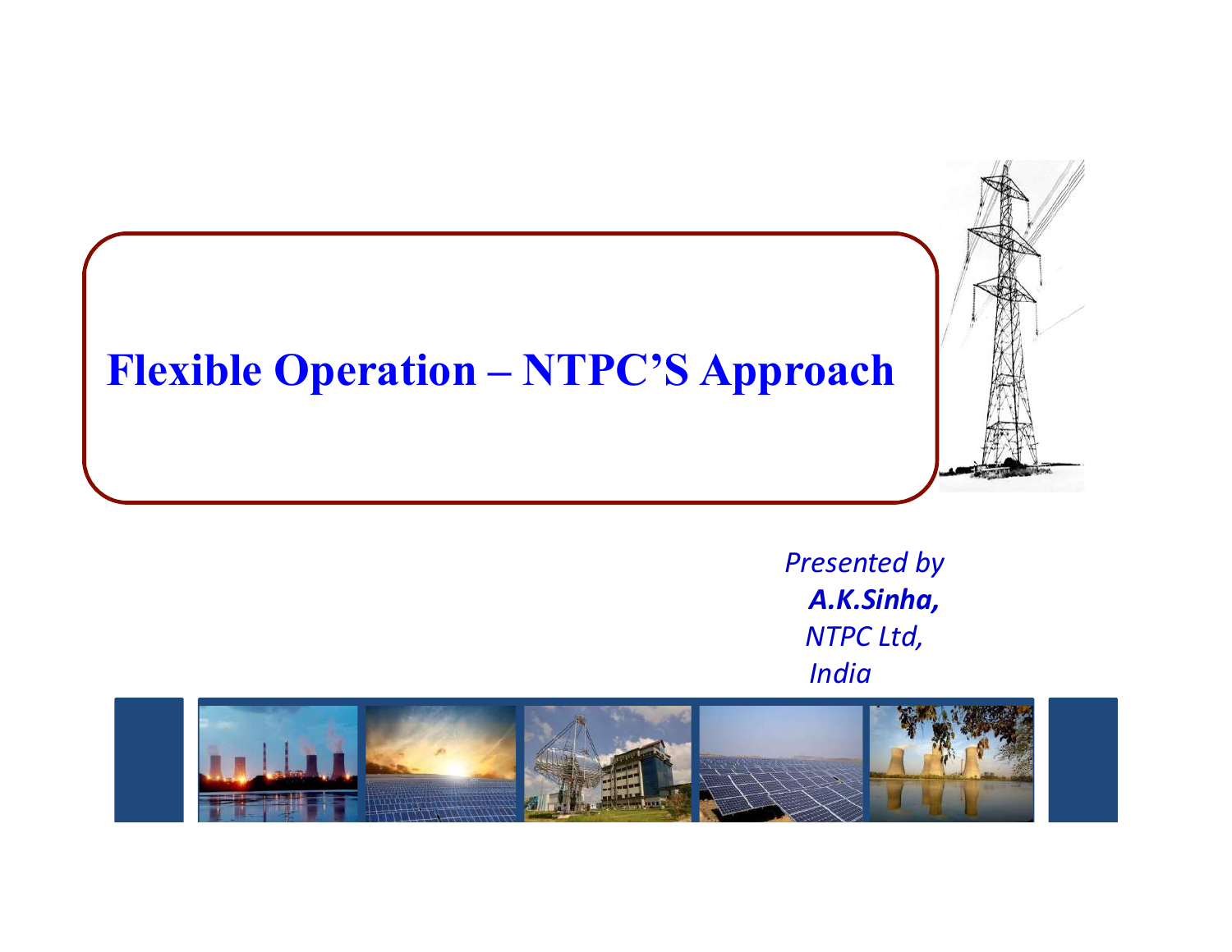# Flexible Operation – NTPC'S Approach

*Presented by*
***A.K.Sinha,***
*NTPC Ltd,*
*India*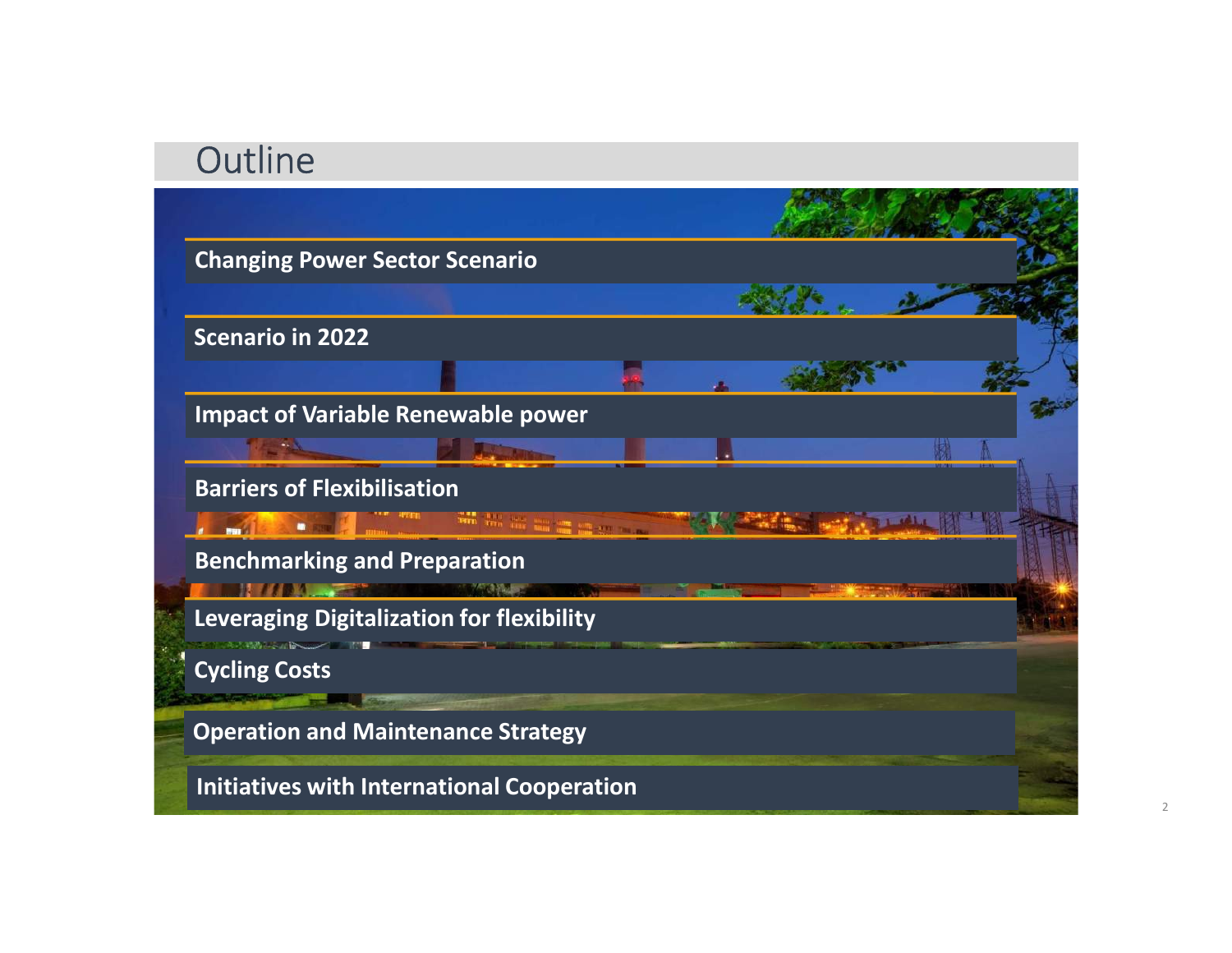# Outline

- Changing Power Sector Scenario
- Scenario in 2022
- Impact of Variable Renewable power
- Barriers of Flexibilisation
- Benchmarking and Preparation
- Leveraging Digitalization for flexibility
- Cycling Costs
- Operation and Maintenance Strategy
- Initiatives with International Cooperation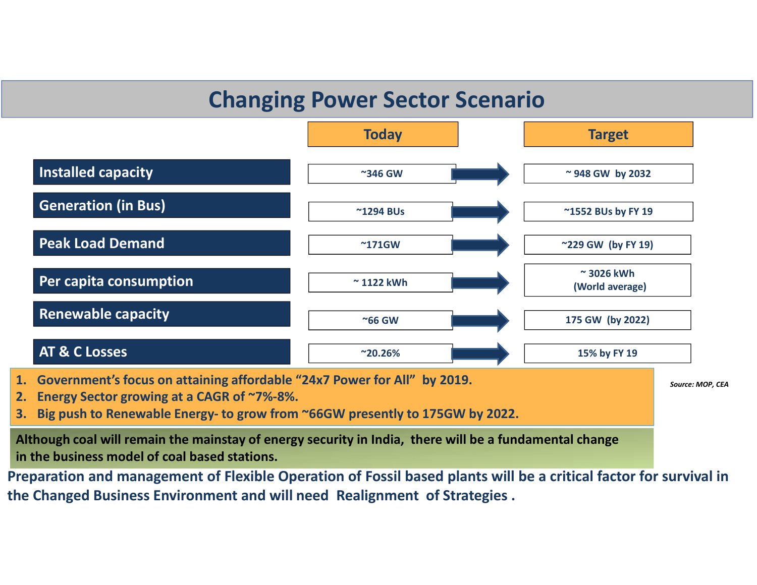# Changing Power Sector Scenario

| | Today | Target |
|---|---|---|
| **Installed capacity** | ~346 GW | ~ 948 GW by 2032 |
| **Generation (in Bus)** | ~1294 BUs | ~1552 BUs by FY 19 |
| **Peak Load Demand** | ~171GW | ~229 GW (by FY 19) |
| **Per capita consumption** | ~ 1122 kWh | ~ 3026 kWh (World average) |
| **Renewable capacity** | ~66 GW | 175 GW (by 2022) |
| **AT & C Losses** | ~20.26% | 15% by FY 19 |

*Source: MOP, CEA*

1. **Government's focus on attaining affordable "24x7 Power for All" by 2019.**
2. **Energy Sector growing at a CAGR of ~7%-8%.**
3. **Big push to Renewable Energy- to grow from ~66GW presently to 175GW by 2022.**

**Although coal will remain the mainstay of energy security in India, there will be a fundamental change in the business model of coal based stations.**

**Preparation and management of Flexible Operation of Fossil based plants will be a critical factor for survival in the Changed Business Environment and will need Realignment of Strategies .**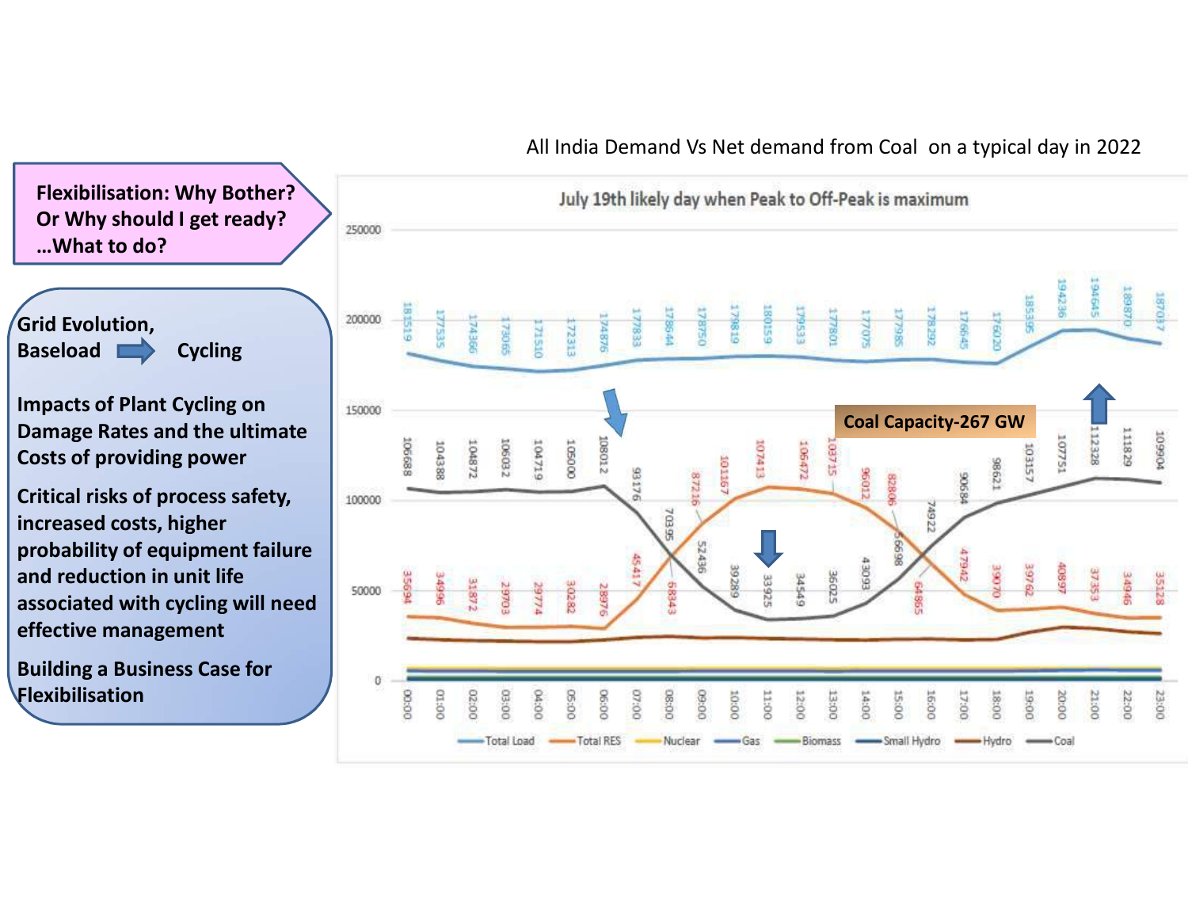**Flexibilisation: Why Bother? Or Why should I get ready? …What to do?**

**Grid Evolution, Baseload → Cycling**

**Impacts of Plant Cycling on Damage Rates and the ultimate Costs of providing power**

**Critical risks of process safety, increased costs, higher probability of equipment failure and reduction in unit life associated with cycling will need effective management**

**Building a Business Case for Flexibilisation**

All India Demand Vs Net demand from Coal on a typical day in 2022

July 19th likely day when Peak to Off-Peak is maximum

Coal Capacity-267 GW

| Time | Total Load | Total RES | Coal |
|---|---|---|---|
| 00:00 | 181519 | 35694 | 106688 |
| 01:00 | 177535 | 34996 | 104388 |
| 02:00 | 174366 | 31872 | 104872 |
| 03:00 | 173065 | 29703 | 106032 |
| 04:00 | 171510 | 29774 | 104719 |
| 05:00 | 172313 | 30282 | 105000 |
| 06:00 | 174876 | 28976 | 108012 |
| 07:00 | 177833 | 45417 | 93176 |
| 08:00 | 178644 | 68343 | 70395 |
| 09:00 | 178750 | 87216 | 52436 |
| 10:00 | 179819 | 101167 | 39289 |
| 11:00 | 180159 | 107413 | 33925 |
| 12:00 | 179533 | 106472 | 34549 |
| 13:00 | 177801 | 103715 | 36025 |
| 14:00 | 177075 | 96012 | 43093 |
| 15:00 | 177985 | 82806 | 56698 |
| 16:00 | 178292 | 64865 | 74922 |
| 17:00 | 176645 | 47942 | 90684 |
| 18:00 | 176020 | 39070 | 98621 |
| 19:00 | 185395 | 39762 | 103157 |
| 20:00 | 194236 | 40897 | 107751 |
| 21:00 | 194645 | 37353 | 112328 |
| 22:00 | 189870 | 34946 | 111829 |
| 23:00 | 187037 | 35128 | 109904 |

Legend: Total Load, Total RES, Nuclear, Gas, Biomass, Small Hydro, Hydro, Coal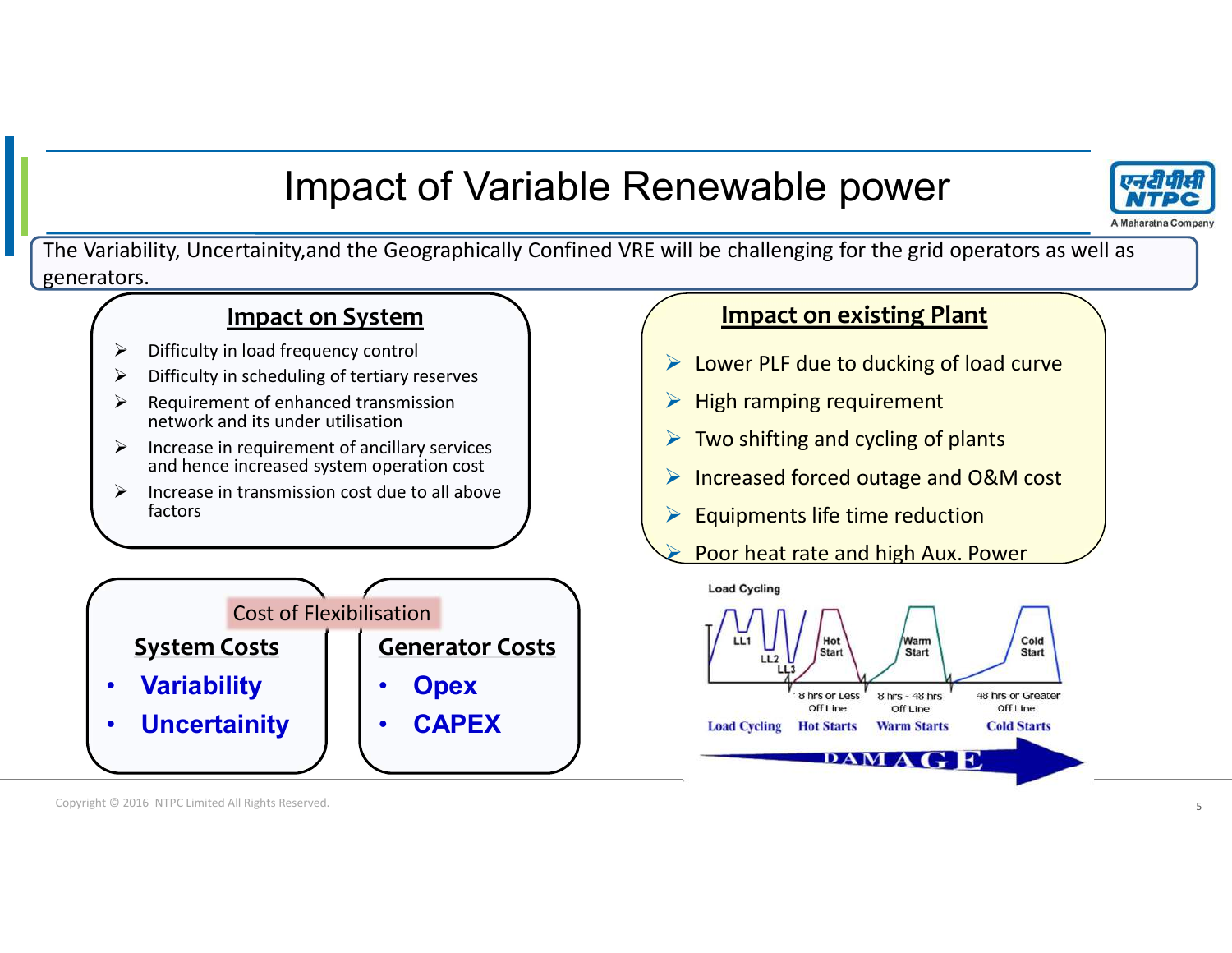# Impact of Variable Renewable power

The Variability, Uncertainity,and the Geographically Confined VRE will be challenging for the grid operators as well as generators.

## Impact on System

- Difficulty in load frequency control
- Difficulty in scheduling of tertiary reserves
- Requirement of enhanced transmission network and its under utilisation
- Increase in requirement of ancillary services and hence increased system operation cost
- Increase in transmission cost due to all above factors

## Impact on existing Plant

- Lower PLF due to ducking of load curve
- High ramping requirement
- Two shifting and cycling of plants
- Increased forced outage and O&M cost
- Equipments life time reduction
- Poor heat rate and high Aux. Power

## Cost of Flexibilisation

**System Costs**

- **Variability**
- **Uncertainity**

**Generator Costs**

- **Opex**
- **CAPEX**

Load Cycling

LL1, LL2, LL3 — Hot Start (8 hrs or Less Off Line) — Warm Start (8 hrs - 48 hrs Off Line) — Cold Start (48 hrs or Greater Off Line)

Load Cycling | Hot Starts | Warm Starts | Cold Starts

DAMAGE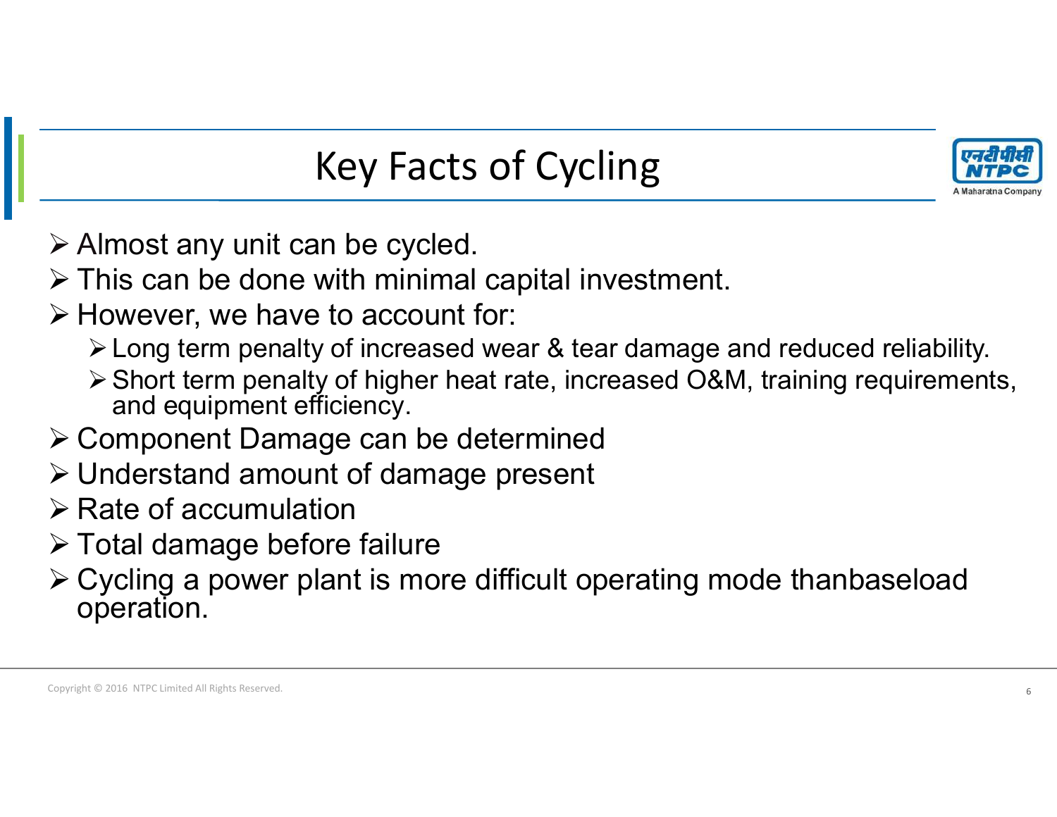# Key Facts of Cycling

- Almost any unit can be cycled.
- This can be done with minimal capital investment.
- However, we have to account for:
  - Long term penalty of increased wear & tear damage and reduced reliability.
  - Short term penalty of higher heat rate, increased O&M, training requirements, and equipment efficiency.
- Component Damage can be determined
- Understand amount of damage present
- Rate of accumulation
- Total damage before failure
- Cycling a power plant is more difficult operating mode thanbaseload operation.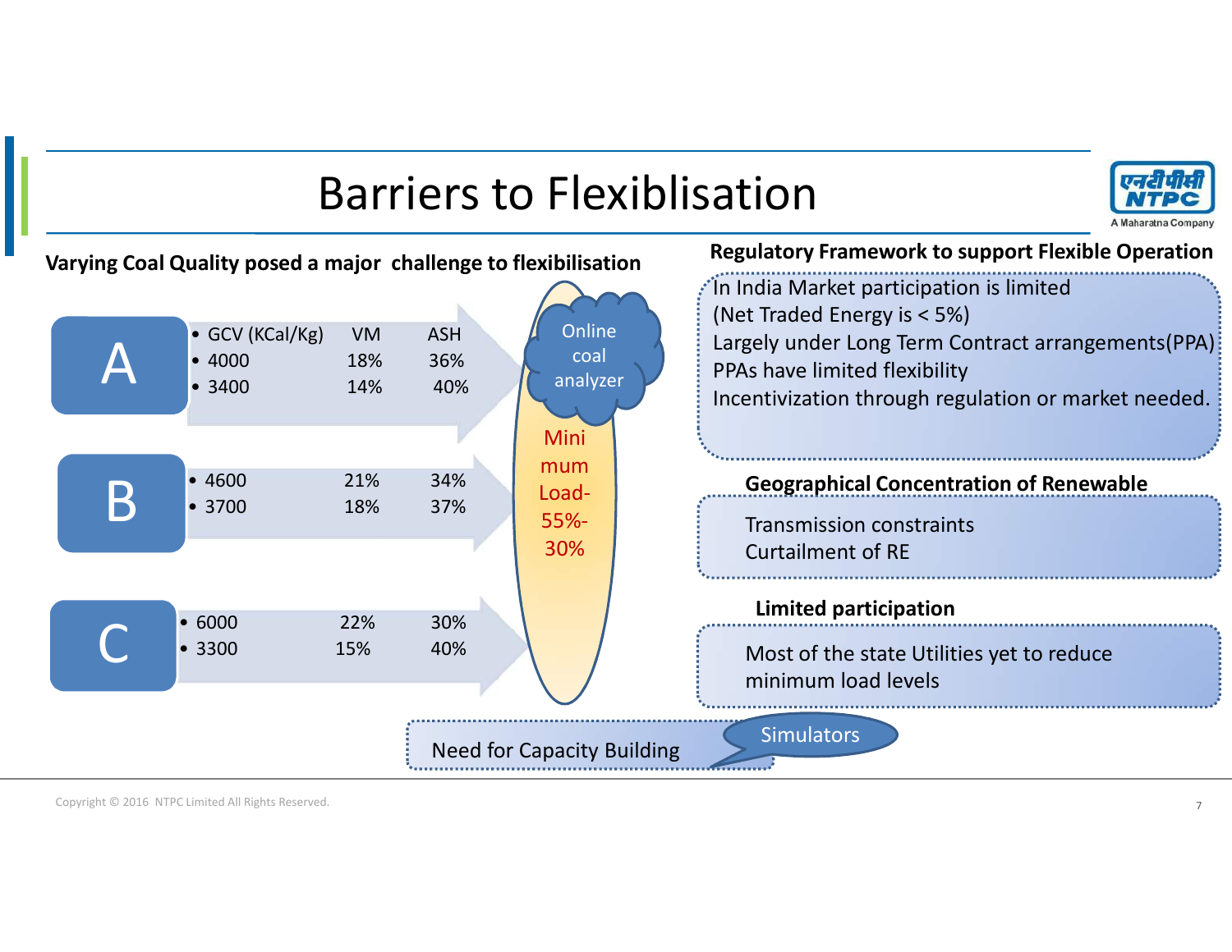# Barriers to Flexiblisation

## Varying Coal Quality posed a major challenge to flexibilisation

| | GCV (KCal/Kg) | VM | ASH |
|---|---|---|---|
| A | 4000 | 18% | 36% |
| | 3400 | 14% | 40% |
| B | 4600 | 21% | 34% |
| | 3700 | 18% | 37% |
| C | 6000 | 22% | 30% |
| | 3300 | 15% | 40% |

Online coal analyzer

Minimum Load- 55%-30%

Need for Capacity Building — Simulators

## Regulatory Framework to support Flexible Operation

In India Market participation is limited
(Net Traded Energy is < 5%)
Largely under Long Term Contract arrangements(PPA)
PPAs have limited flexibility
Incentivization through regulation or market needed.

## Geographical Concentration of Renewable

Transmission constraints
Curtailment of RE

## Limited participation

Most of the state Utilities yet to reduce minimum load levels

Copyright © 2016 NTPC Limited All Rights Reserved.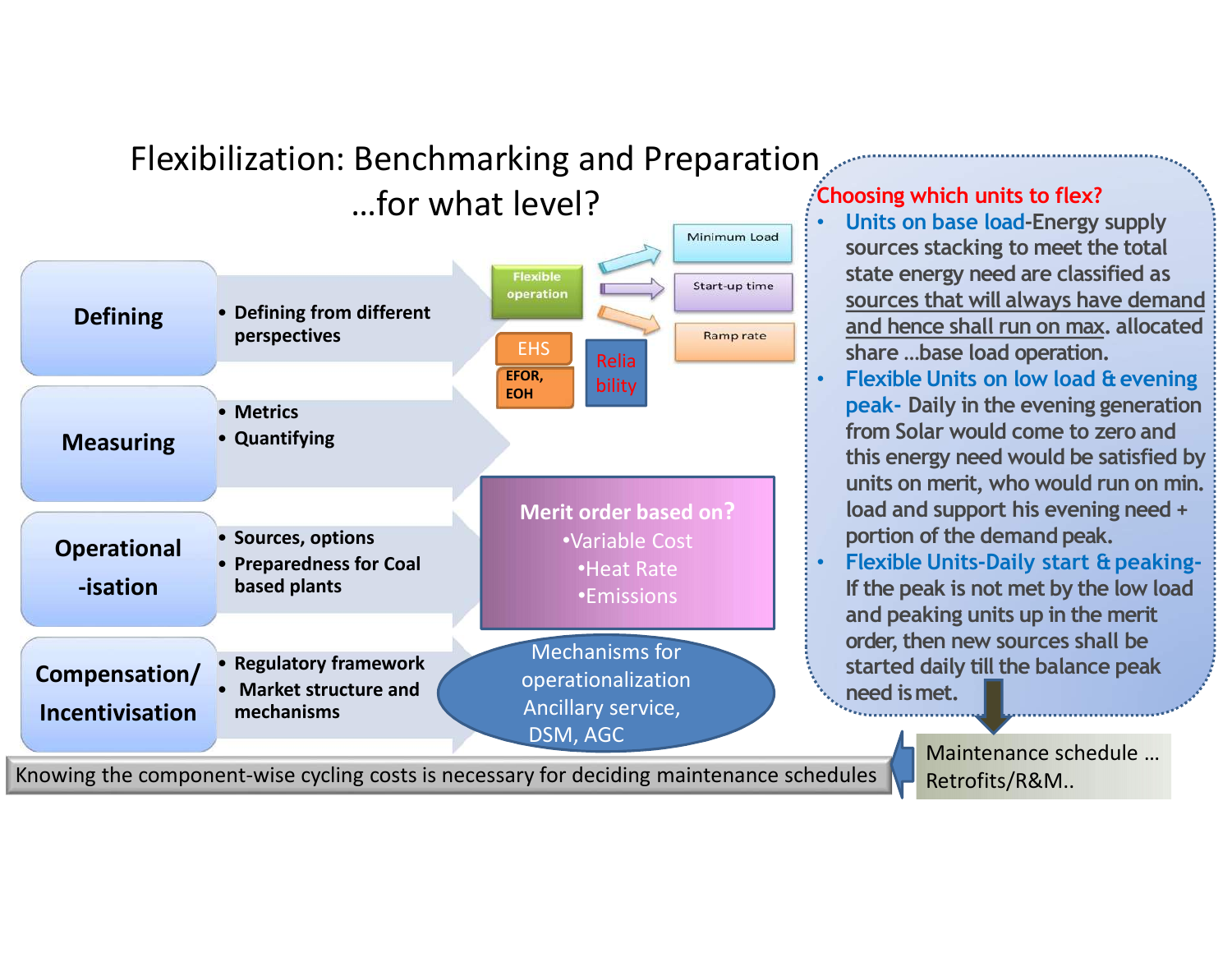# Flexibilization: Benchmarking and Preparation …for what level?

**Defining**
- Defining from different perspectives

**Measuring**
- Metrics
- Quantifying

**Operational-isation**
- Sources, options
- Preparedness for Coal based plants

**Compensation/ Incentivisation**
- Regulatory framework
- Market structure and mechanisms

Flexible operation → Minimum Load, Start-up time, Ramp rate

EHS

EFOR, EOH

Reliability

**Merit order based on?**
- Variable Cost
- Heat Rate
- Emissions

Mechanisms for operationalization Ancillary service, DSM, AGC

**Choosing which units to flex?**
- **Units on base load**-Energy supply sources stacking to meet the total state energy need are classified as sources that will always have demand and hence shall run on max. allocated share …base load operation.
- **Flexible Units on low load & evening peak-** Daily in the evening generation from Solar would come to zero and this energy need would be satisfied by units on merit, who would run on min. load and support his evening need + portion of the demand peak.
- **Flexible Units-Daily start & peaking-** If the peak is not met by the low load and peaking units up in the merit order, then new sources shall be started daily till the balance peak need is met.

Maintenance schedule … Retrofits/R&M..

Knowing the component-wise cycling costs is necessary for deciding maintenance schedules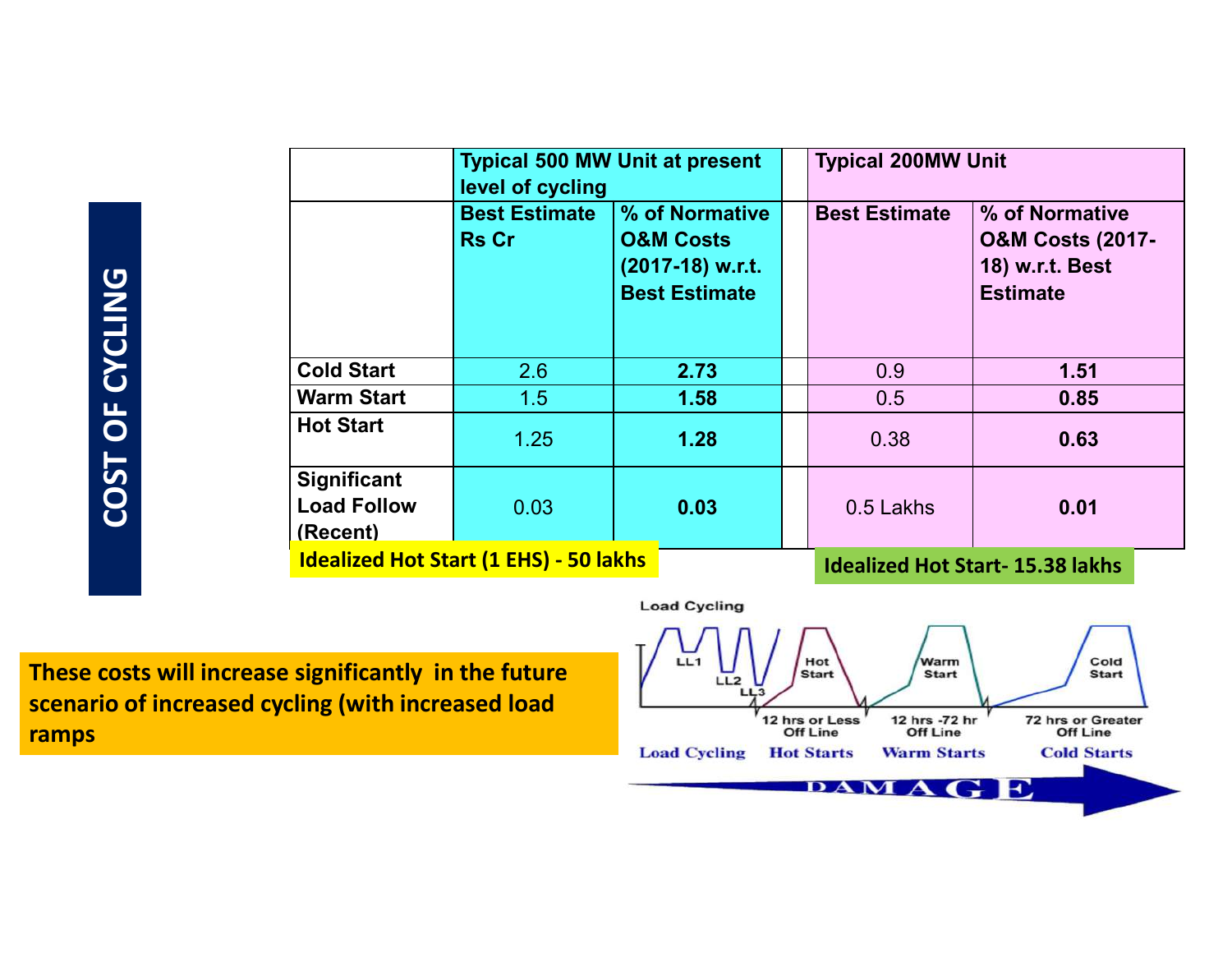# COST OF CYCLING

| | Typical 500 MW Unit at present level of cycling | | Typical 200MW Unit | |
|---|---|---|---|---|
| | **Best Estimate Rs Cr** | **% of Normative O&M Costs (2017-18) w.r.t. Best Estimate** | **Best Estimate** | **% of Normative O&M Costs (2017-18) w.r.t. Best Estimate** |
| **Cold Start** | 2.6 | **2.73** | 0.9 | **1.51** |
| **Warm Start** | 1.5 | **1.58** | 0.5 | **0.85** |
| **Hot Start** | 1.25 | **1.28** | 0.38 | **0.63** |
| **Significant Load Follow (Recent)** | 0.03 | **0.03** | 0.5 Lakhs | **0.01** |

**Idealized Hot Start (1 EHS) - 50 lakhs**

**Idealized Hot Start- 15.38 lakhs**

**These costs will increase significantly in the future scenario of increased cycling (with increased load ramps**

Load Cycling

LL1 LL2 LL3 | Hot Start | Warm Start | Cold Start

12 hrs or Less Off Line | 12 hrs -72 hr Off Line | 72 hrs or Greater Off Line

Load Cycling | Hot Starts | Warm Starts | Cold Starts

DAMAGE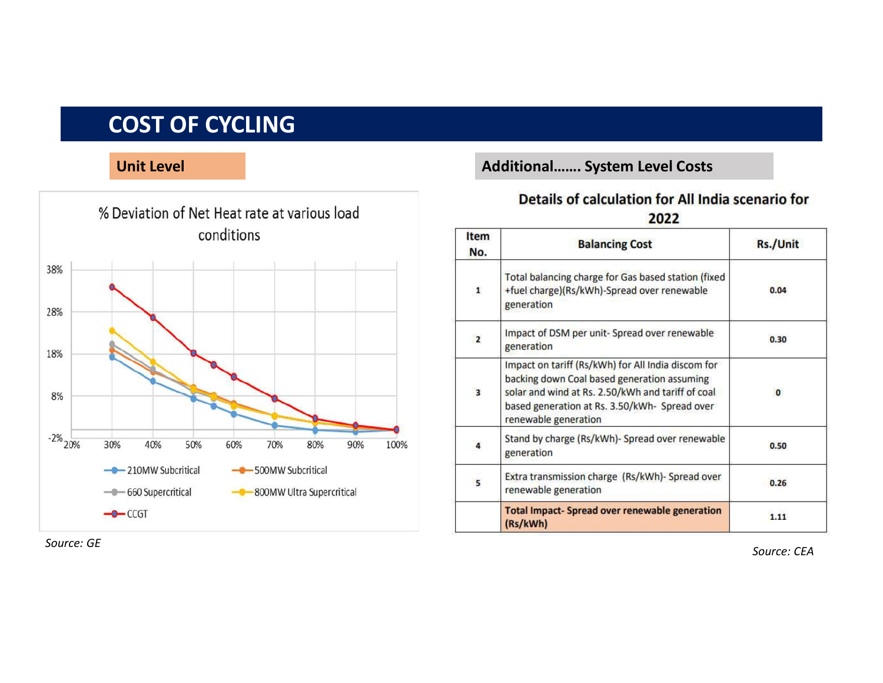# COST OF CYCLING

## Unit Level

% Deviation of Net Heat rate at various load conditions

Source: GE

## Additional……. System Level Costs

**Details of calculation for All India scenario for 2022**

| Item No. | Balancing Cost | Rs./Unit |
|---|---|---|
| 1 | Total balancing charge for Gas based station (fixed +fuel charge)(Rs/kWh)-Spread over renewable generation | 0.04 |
| 2 | Impact of DSM per unit- Spread over renewable generation | 0.30 |
| 3 | Impact on tariff (Rs/kWh) for All India discom for backing down Coal based generation assuming solar and wind at Rs. 2.50/kWh and tariff of coal based generation at Rs. 3.50/kWh- Spread over renewable generation | 0 |
| 4 | Stand by charge (Rs/kWh)- Spread over renewable generation | 0.50 |
| 5 | Extra transmission charge (Rs/kWh)- Spread over renewable generation | 0.26 |
| | **Total Impact- Spread over renewable generation (Rs/kWh)** | 1.11 |

*Source: CEA*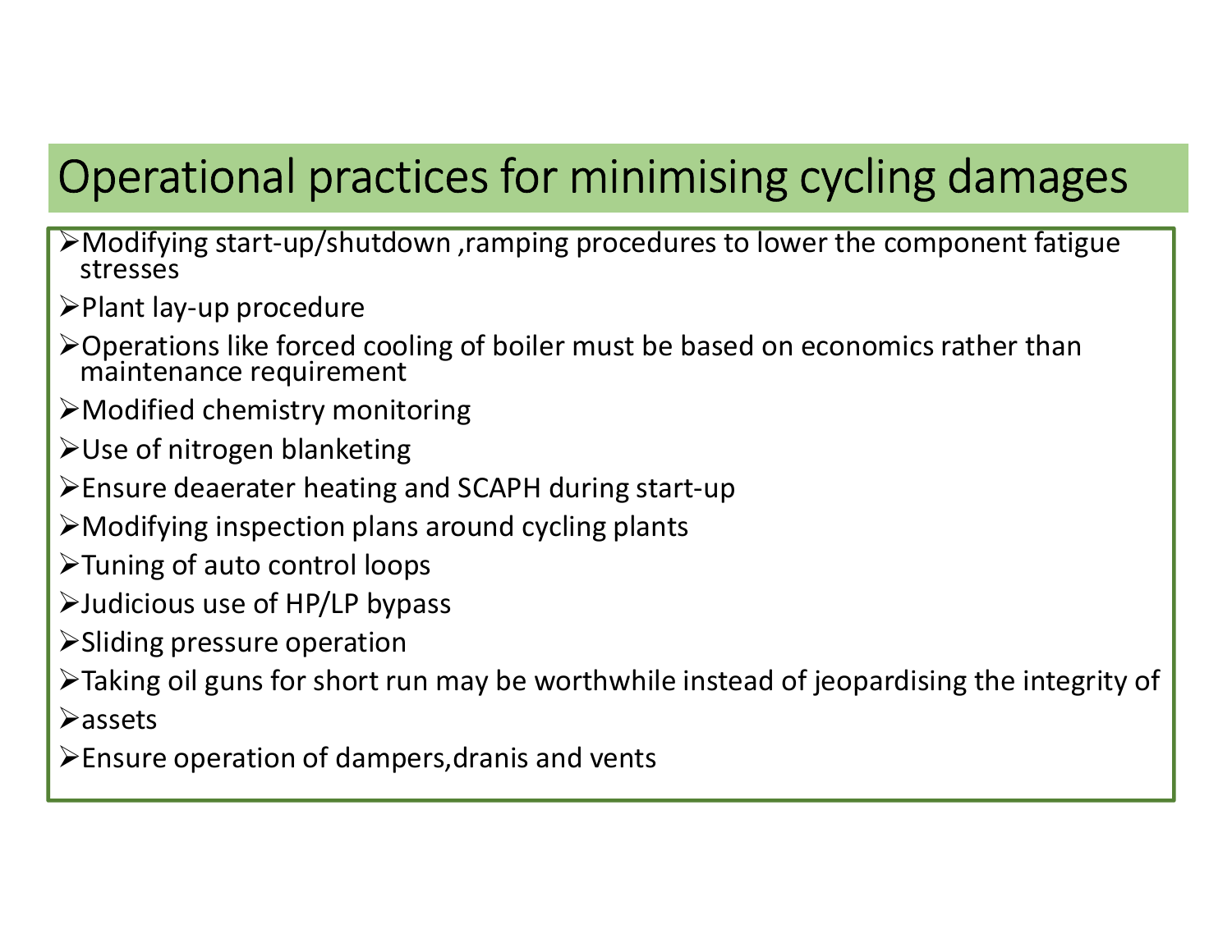# Operational practices for minimising cycling damages

- Modifying start-up/shutdown ,ramping procedures to lower the component fatigue stresses
- Plant lay-up procedure
- Operations like forced cooling of boiler must be based on economics rather than maintenance requirement
- Modified chemistry monitoring
- Use of nitrogen blanketing
- Ensure deaerater heating and SCAPH during start-up
- Modifying inspection plans around cycling plants
- Tuning of auto control loops
- Judicious use of HP/LP bypass
- Sliding pressure operation
- Taking oil guns for short run may be worthwhile instead of jeopardising the integrity of
- assets
- Ensure operation of dampers,dranis and vents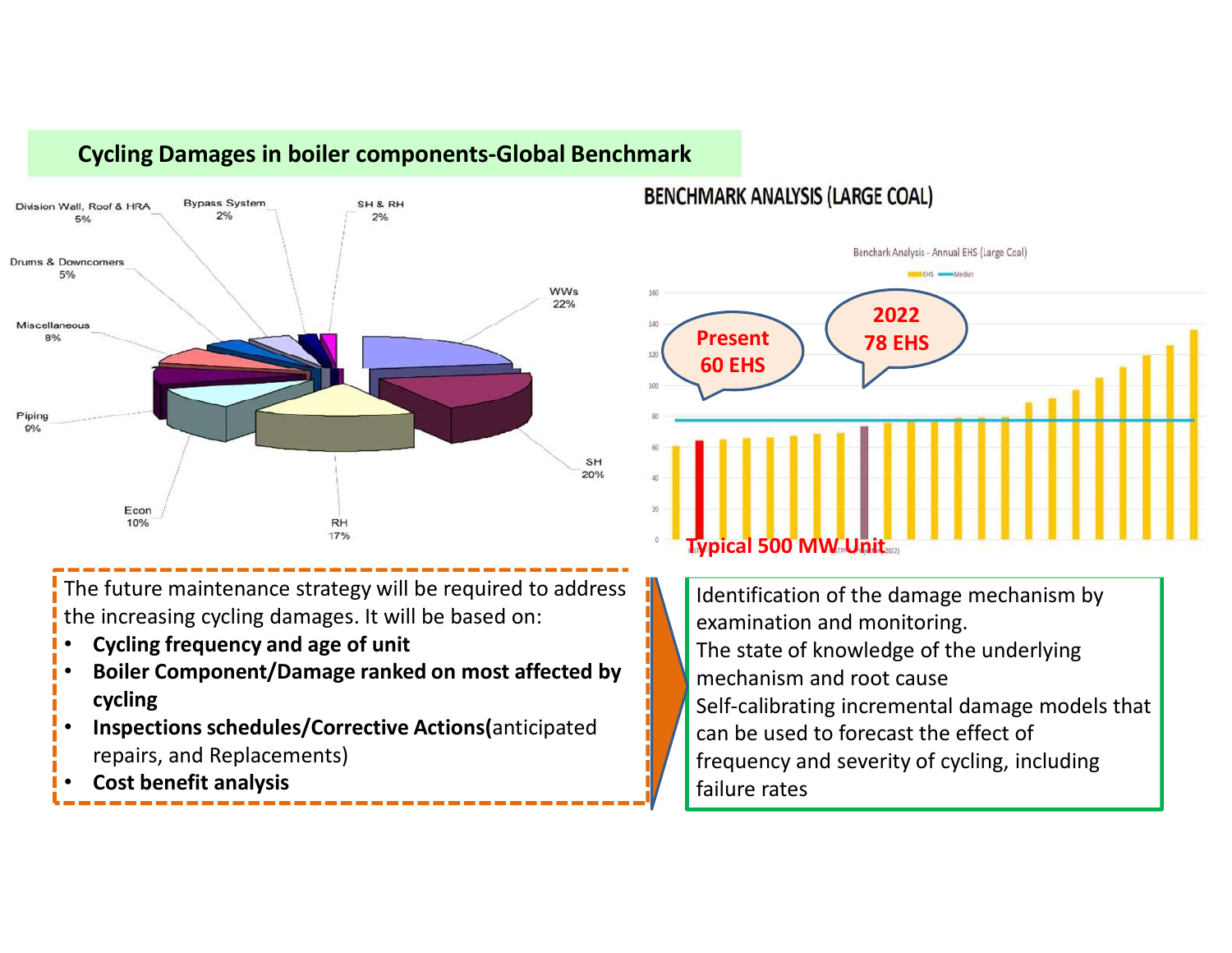## Cycling Damages in boiler components-Global Benchmark

Division Wall, Roof & HRA 5%
Bypass System 2%
SH & RH 2%
Drums & Downcomers 5%
WWs 22%
Miscellaneous 8%
Piping 9%
SH 20%
Econ 10%
RH 17%

**BENCHMARK ANALYSIS (LARGE COAL)**

Benchark Analysis - Annual EHS (Large Coal)

EHS — Median

Present 60 EHS

2022 78 EHS

Typical 500 MW Unit

The future maintenance strategy will be required to address the increasing cycling damages. It will be based on:

- **Cycling frequency and age of unit**
- **Boiler Component/Damage ranked on most affected by cycling**
- **Inspections schedules/Corrective Actions(**anticipated repairs, and Replacements)
- **Cost benefit analysis**

Identification of the damage mechanism by examination and monitoring.
The state of knowledge of the underlying mechanism and root cause
Self-calibrating incremental damage models that can be used to forecast the effect of frequency and severity of cycling, including failure rates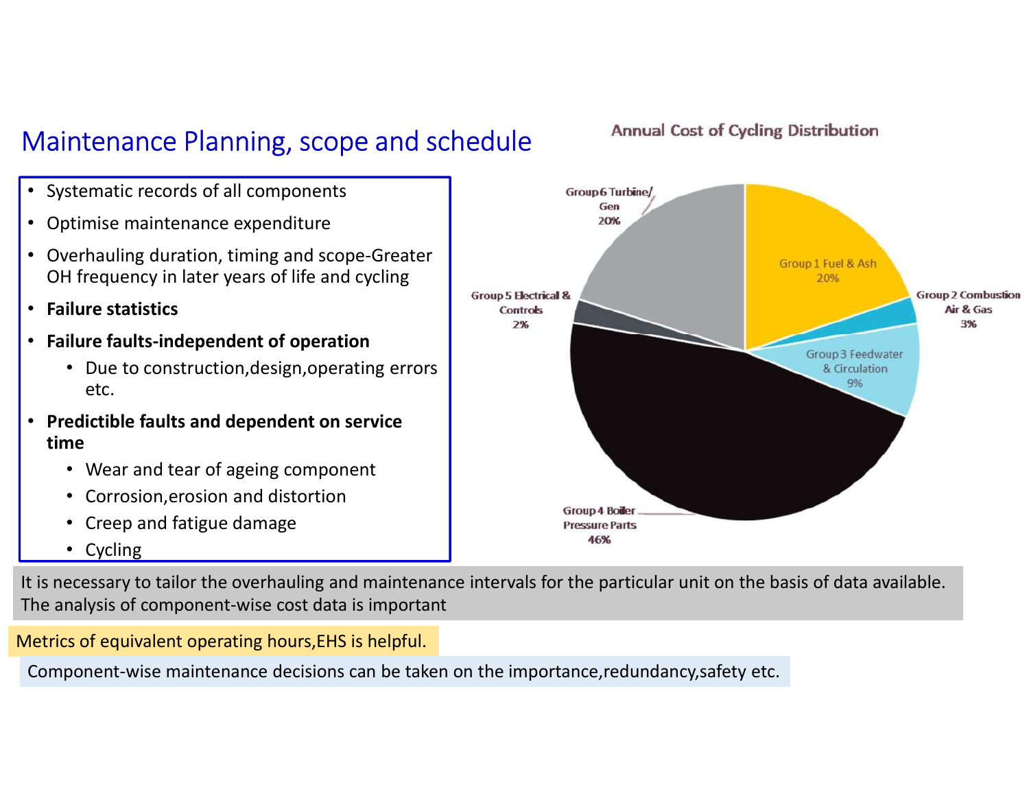# Maintenance Planning, scope and schedule

- Systematic records of all components
- Optimise maintenance expenditure
- Overhauling duration, timing and scope-Greater OH frequency in later years of life and cycling
- **Failure statistics**
- **Failure faults-independent of operation**
  - Due to construction,design,operating errors etc.
- **Predictible faults and dependent on service time**
  - Wear and tear of ageing component
  - Corrosion,erosion and distortion
  - Creep and fatigue damage
  - Cycling

**Annual Cost of Cycling Distribution**

| Group | Share |
|---|---|
| Group 1 Fuel & Ash | 20% |
| Group 2 Combustion Air & Gas | 3% |
| Group 3 Feedwater & Circulation | 9% |
| Group 4 Boiler Pressure Parts | 46% |
| Group 5 Electrical & Controls | 2% |
| Group 6 Turbine/ Gen | 20% |

It is necessary to tailor the overhauling and maintenance intervals for the particular unit on the basis of data available. The analysis of component-wise cost data is important

Metrics of equivalent operating hours,EHS is helpful.

Component-wise maintenance decisions can be taken on the importance,redundancy,safety etc.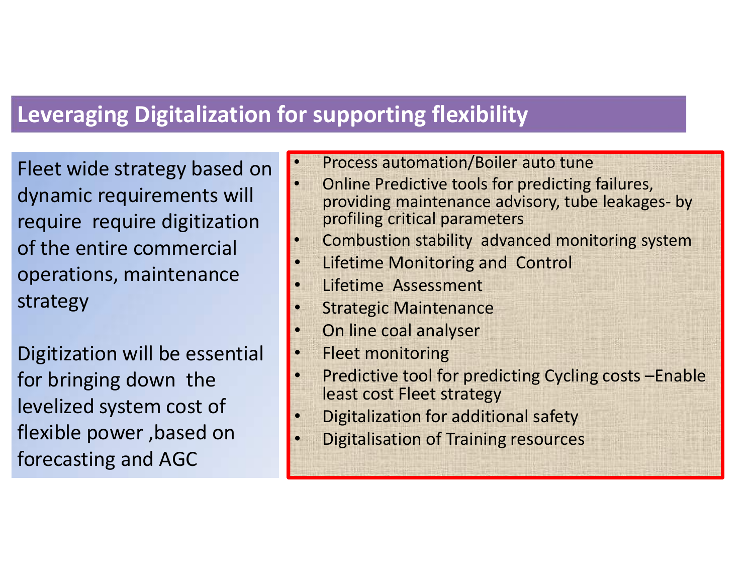## Leveraging Digitalization for supporting flexibility

Fleet wide strategy based on dynamic requirements will require require digitization of the entire commercial operations, maintenance strategy

Digitization will be essential for bringing down the levelized system cost of flexible power ,based on forecasting and AGC

- Process automation/Boiler auto tune
- Online Predictive tools for predicting failures, providing maintenance advisory, tube leakages- by profiling critical parameters
- Combustion stability advanced monitoring system
- Lifetime Monitoring and Control
- Lifetime Assessment
- Strategic Maintenance
- On line coal analyser
- Fleet monitoring
- Predictive tool for predicting Cycling costs –Enable least cost Fleet strategy
- Digitalization for additional safety
- Digitalisation of Training resources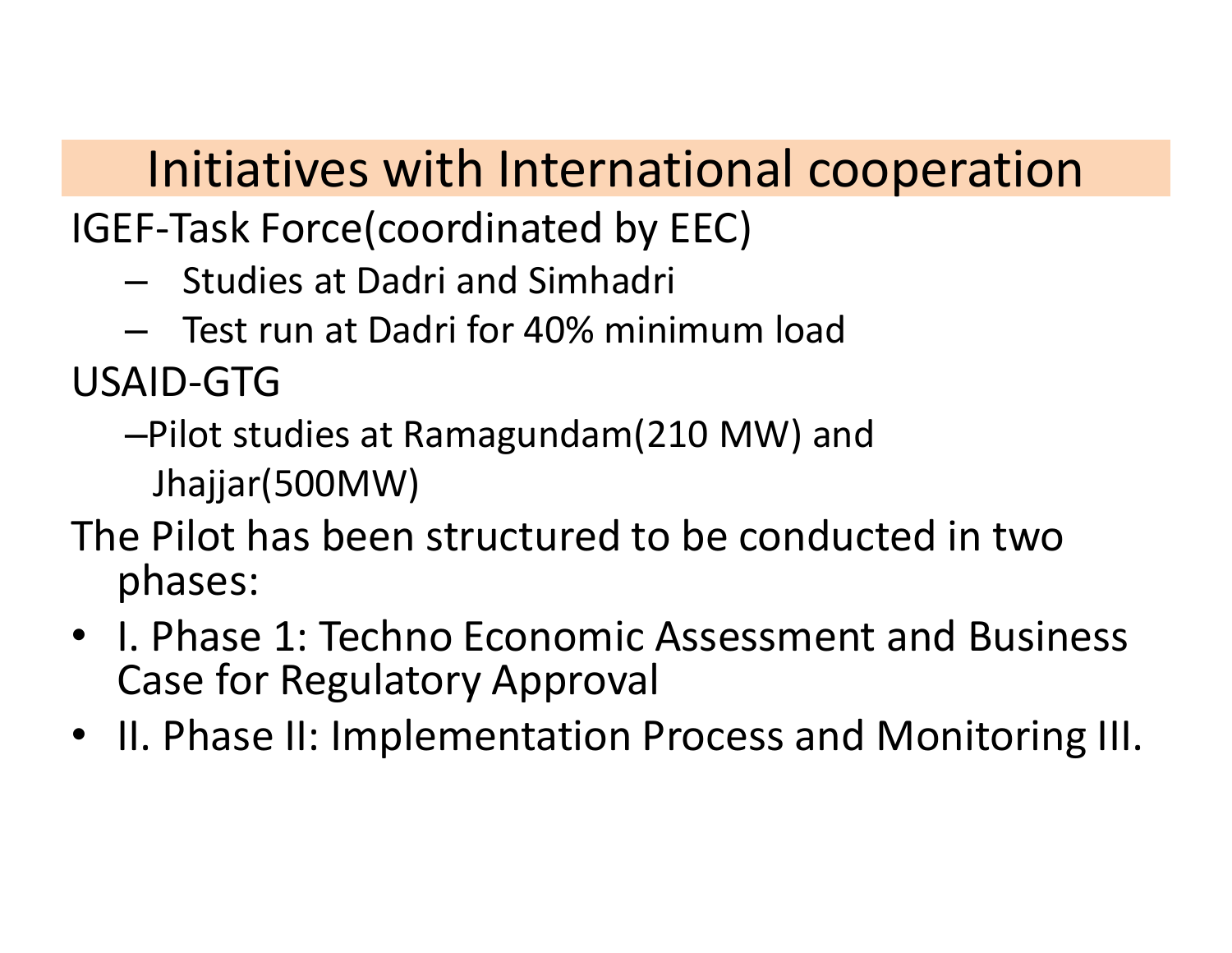# Initiatives with International cooperation

IGEF-Task Force(coordinated by EEC)

- Studies at Dadri and Simhadri
- Test run at Dadri for 40% minimum load

USAID-GTG

- Pilot studies at Ramagundam(210 MW) and Jhajjar(500MW)

The Pilot has been structured to be conducted in two phases:

- I. Phase 1: Techno Economic Assessment and Business Case for Regulatory Approval
- II. Phase II: Implementation Process and Monitoring III.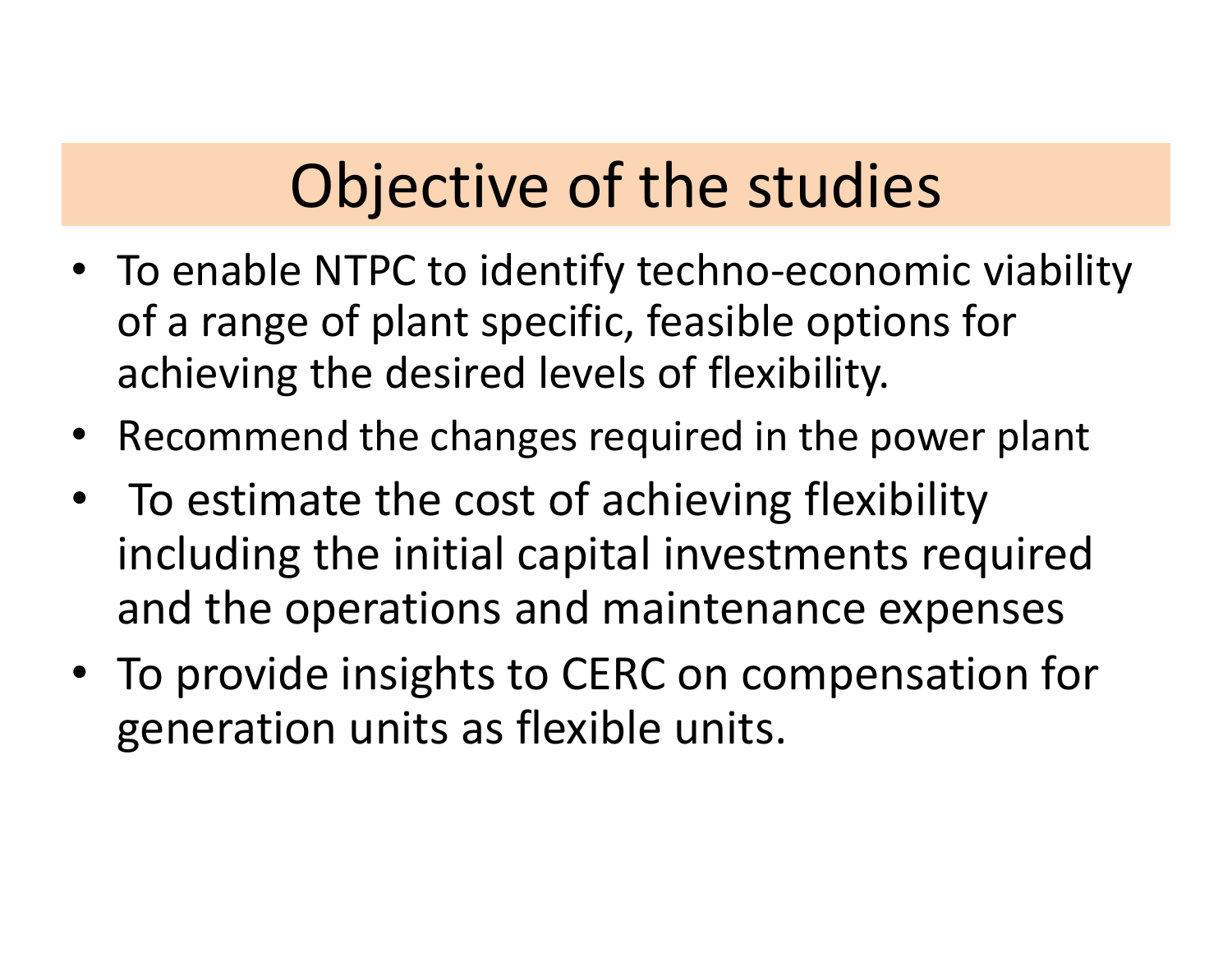# Objective of the studies

- To enable NTPC to identify techno-economic viability of a range of plant specific, feasible options for achieving the desired levels of flexibility.
- Recommend the changes required in the power plant
- To estimate the cost of achieving flexibility including the initial capital investments required and the operations and maintenance expenses
- To provide insights to CERC on compensation for generation units as flexible units.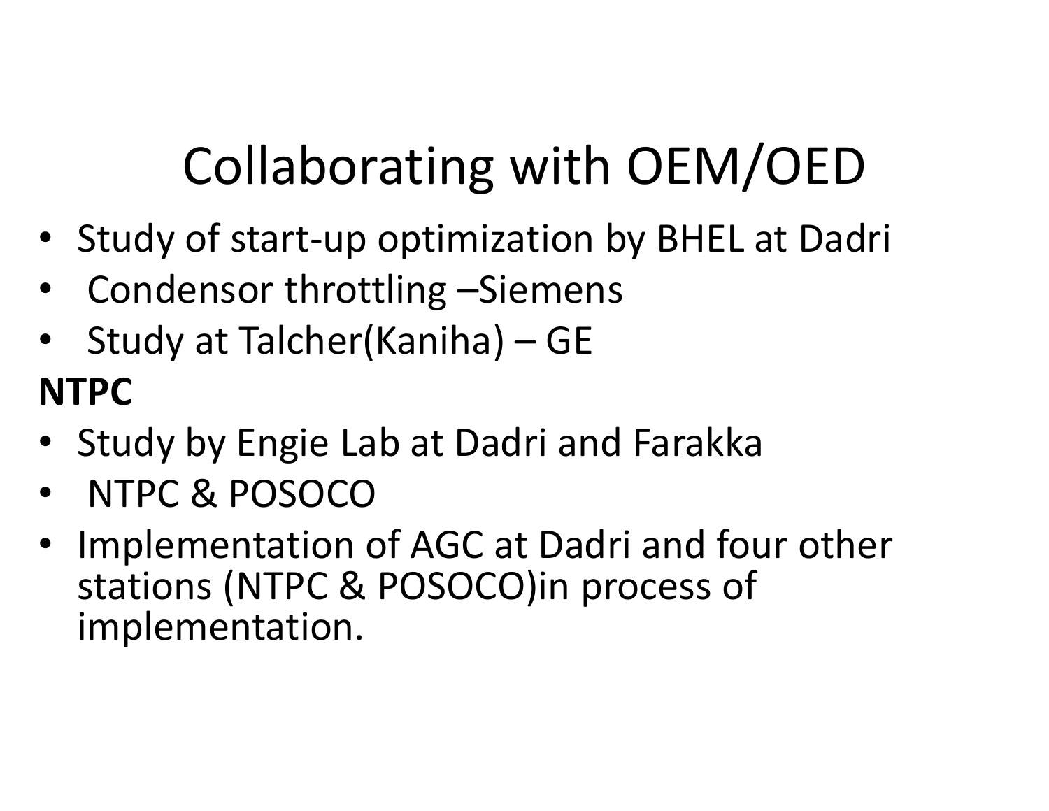# Collaborating with OEM/OED

- Study of start-up optimization by BHEL at Dadri
- Condensor throttling –Siemens
- Study at Talcher(Kaniha) – GE

**NTPC**

- Study by Engie Lab at Dadri and Farakka
- NTPC & POSOCO
- Implementation of AGC at Dadri and four other stations (NTPC & POSOCO)in process of implementation.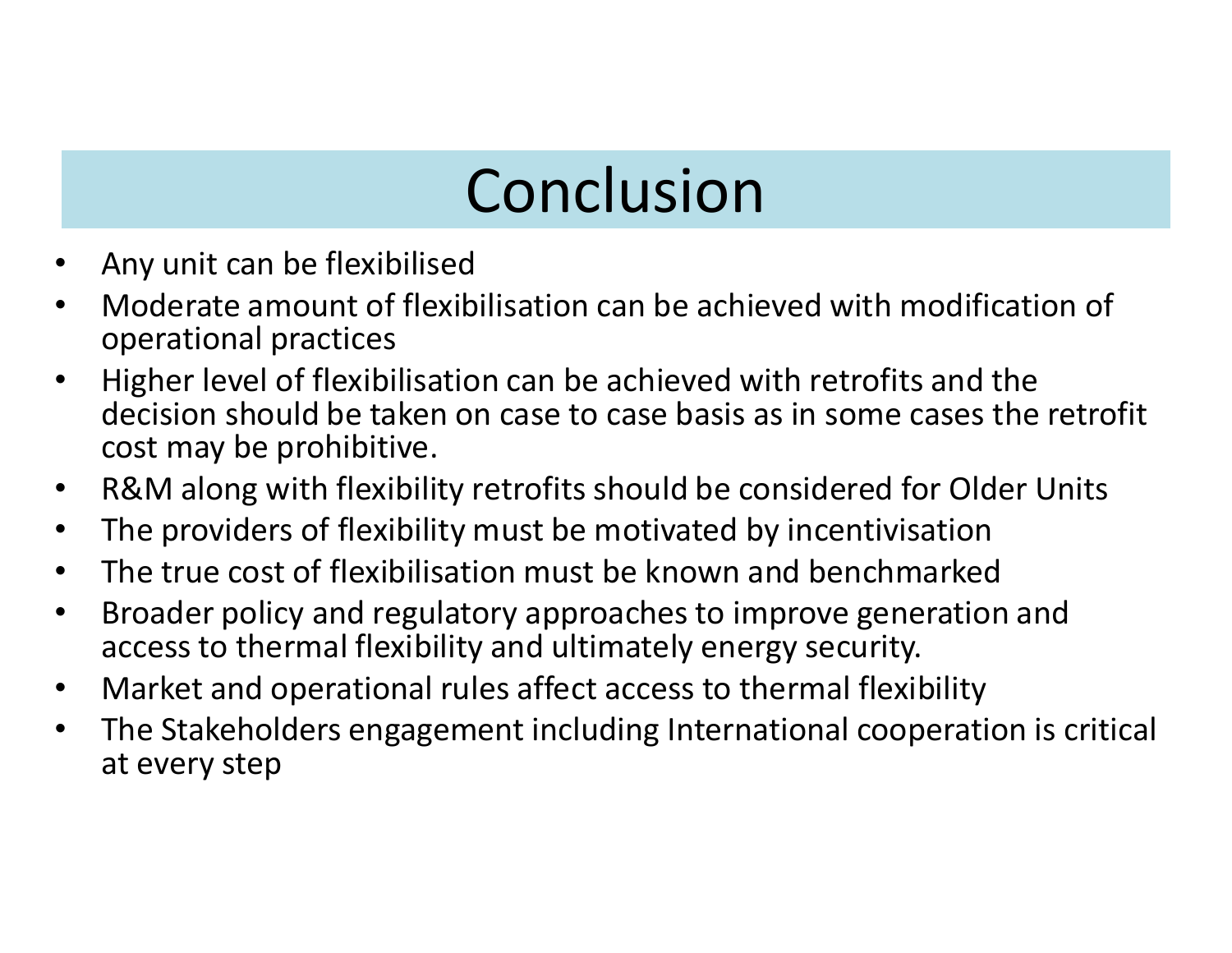# Conclusion

- Any unit can be flexibilised
- Moderate amount of flexibilisation can be achieved with modification of operational practices
- Higher level of flexibilisation can be achieved with retrofits and the decision should be taken on case to case basis as in some cases the retrofit cost may be prohibitive.
- R&M along with flexibility retrofits should be considered for Older Units
- The providers of flexibility must be motivated by incentivisation
- The true cost of flexibilisation must be known and benchmarked
- Broader policy and regulatory approaches to improve generation and access to thermal flexibility and ultimately energy security.
- Market and operational rules affect access to thermal flexibility
- The Stakeholders engagement including International cooperation is critical at every step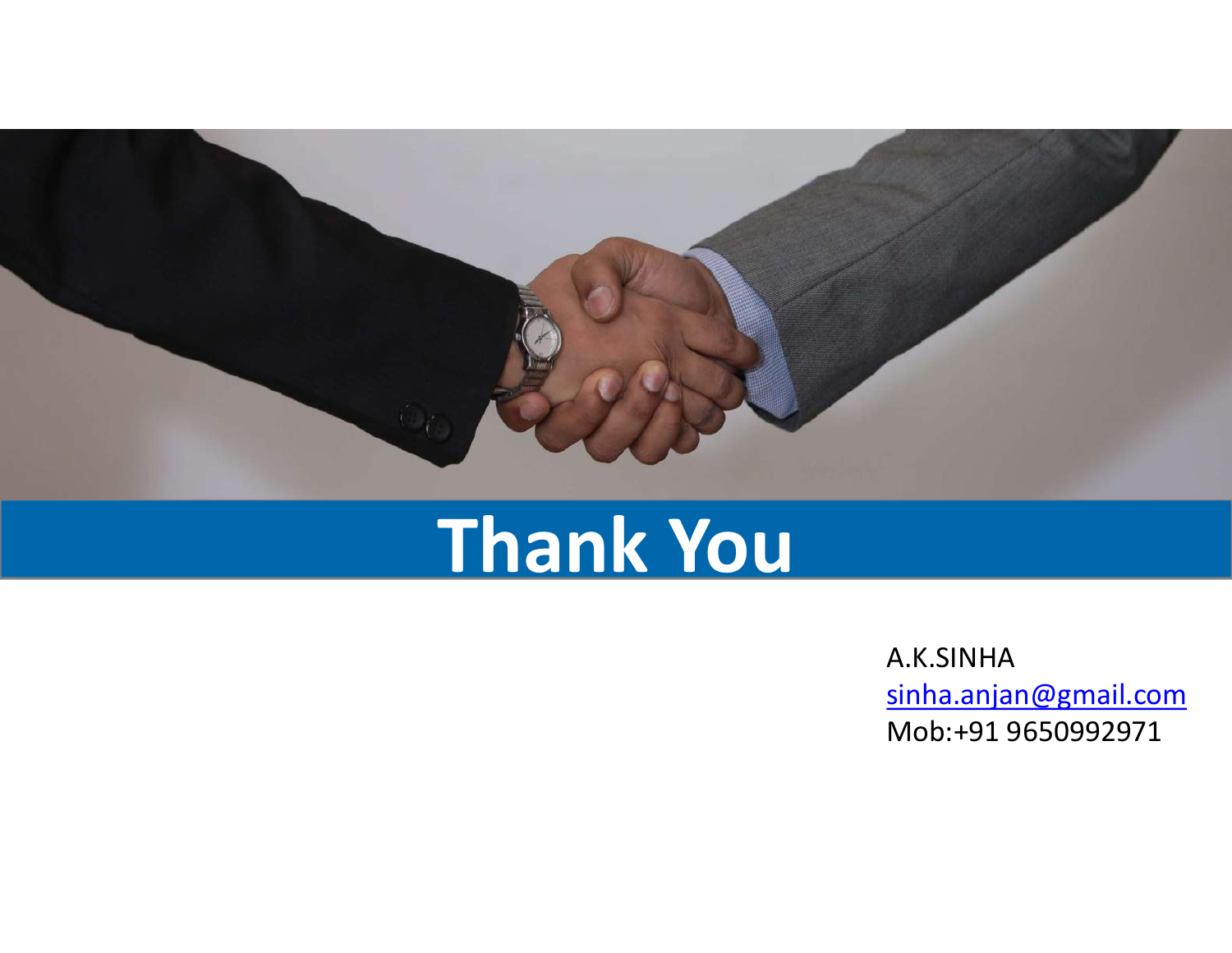# Thank You

A.K.SINHA
sinha.anjan@gmail.com
Mob:+91 9650992971